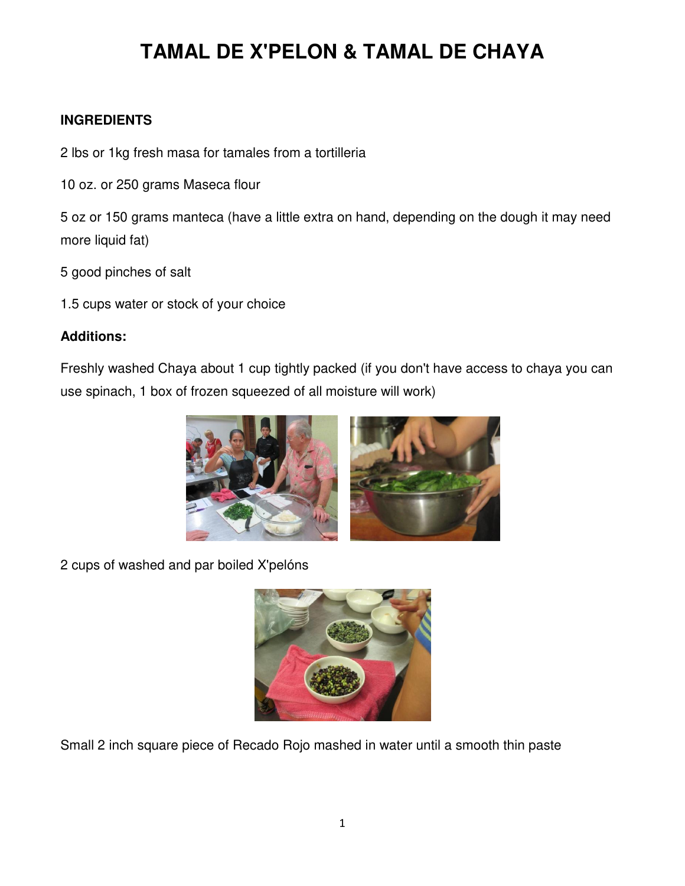# TAMAL DE X'PELON & TAMAL DE CHAYA

**INGREDIENTS**

2 lbs or 1kg fresh masa for tamales from a tortilleria

10 oz. or 250 grams Maseca flour

5 oz or 150 grams manteca (have a little extra on hand, depending on the dough it may need more liquid fat)

5 good pinches of salt

1.5 cups water or stock of your choice

**Additions:**

Freshly washed Chaya about 1 cup tightly packed (if you don't have access to chaya you can use spinach, 1 box of frozen squeezed of all moisture will work)

2 cups of washed and par boiled X'pelóns

Small 2 inch square piece of Recado Rojo mashed in water until a smooth thin paste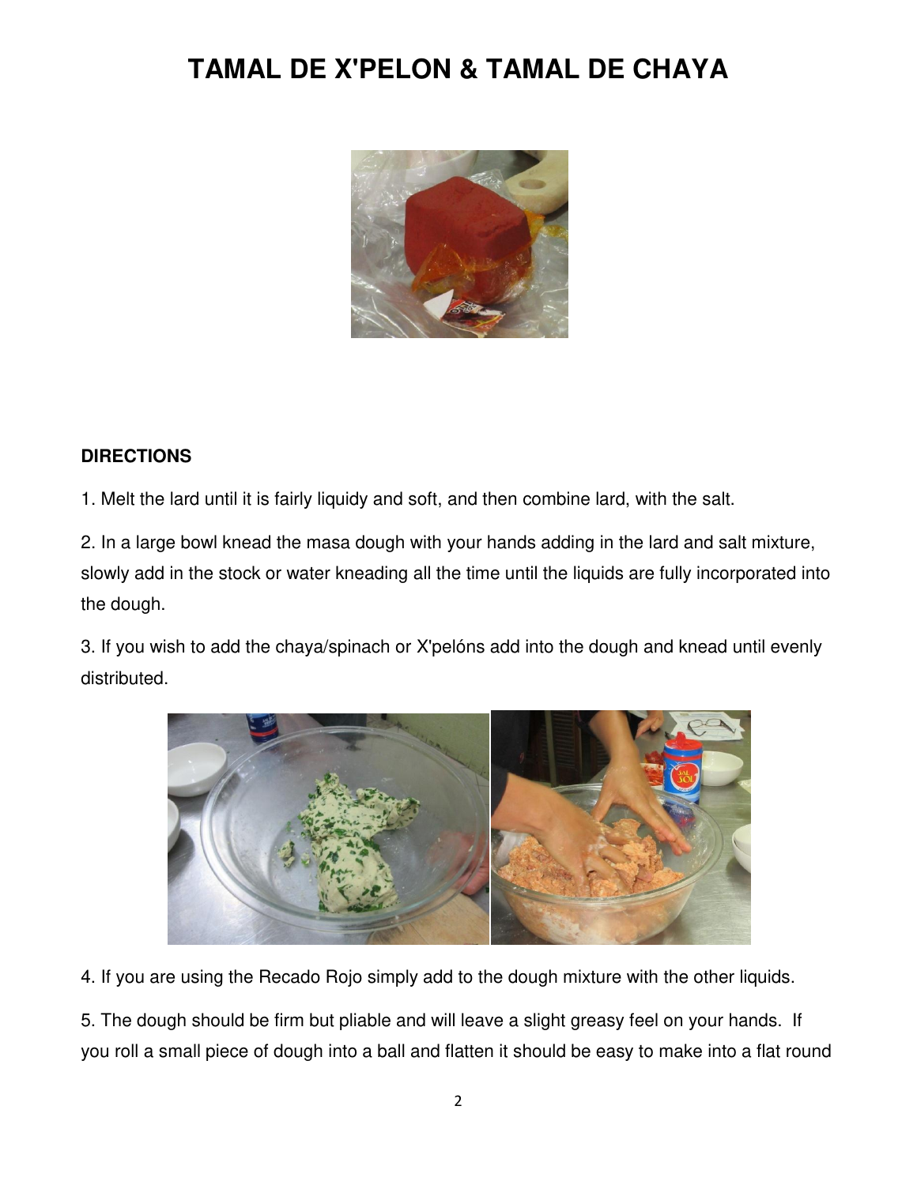# TAMAL DE X'PELON & TAMAL DE CHAYA

## DIRECTIONS

1. Melt the lard until it is fairly liquidy and soft, and then combine lard, with the salt.

2. In a large bowl knead the masa dough with your hands adding in the lard and salt mixture, slowly add in the stock or water kneading all the time until the liquids are fully incorporated into the dough.

3. If you wish to add the chaya/spinach or X'pelóns add into the dough and knead until evenly distributed.

4. If you are using the Recado Rojo simply add to the dough mixture with the other liquids.

5. The dough should be firm but pliable and will leave a slight greasy feel on your hands. If you roll a small piece of dough into a ball and flatten it should be easy to make into a flat round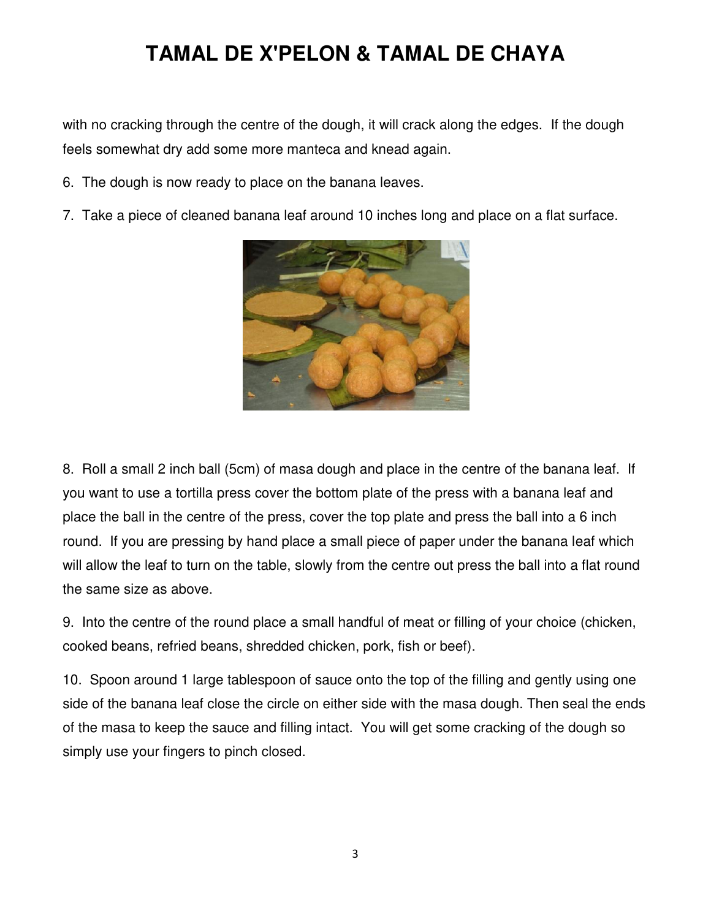# TAMAL DE X'PELON & TAMAL DE CHAYA

with no cracking through the centre of the dough, it will crack along the edges. If the dough feels somewhat dry add some more manteca and knead again.

6. The dough is now ready to place on the banana leaves.

7. Take a piece of cleaned banana leaf around 10 inches long and place on a flat surface.

8. Roll a small 2 inch ball (5cm) of masa dough and place in the centre of the banana leaf. If you want to use a tortilla press cover the bottom plate of the press with a banana leaf and place the ball in the centre of the press, cover the top plate and press the ball into a 6 inch round. If you are pressing by hand place a small piece of paper under the banana leaf which will allow the leaf to turn on the table, slowly from the centre out press the ball into a flat round the same size as above.

9. Into the centre of the round place a small handful of meat or filling of your choice (chicken, cooked beans, refried beans, shredded chicken, pork, fish or beef).

10. Spoon around 1 large tablespoon of sauce onto the top of the filling and gently using one side of the banana leaf close the circle on either side with the masa dough. Then seal the ends of the masa to keep the sauce and filling intact. You will get some cracking of the dough so simply use your fingers to pinch closed.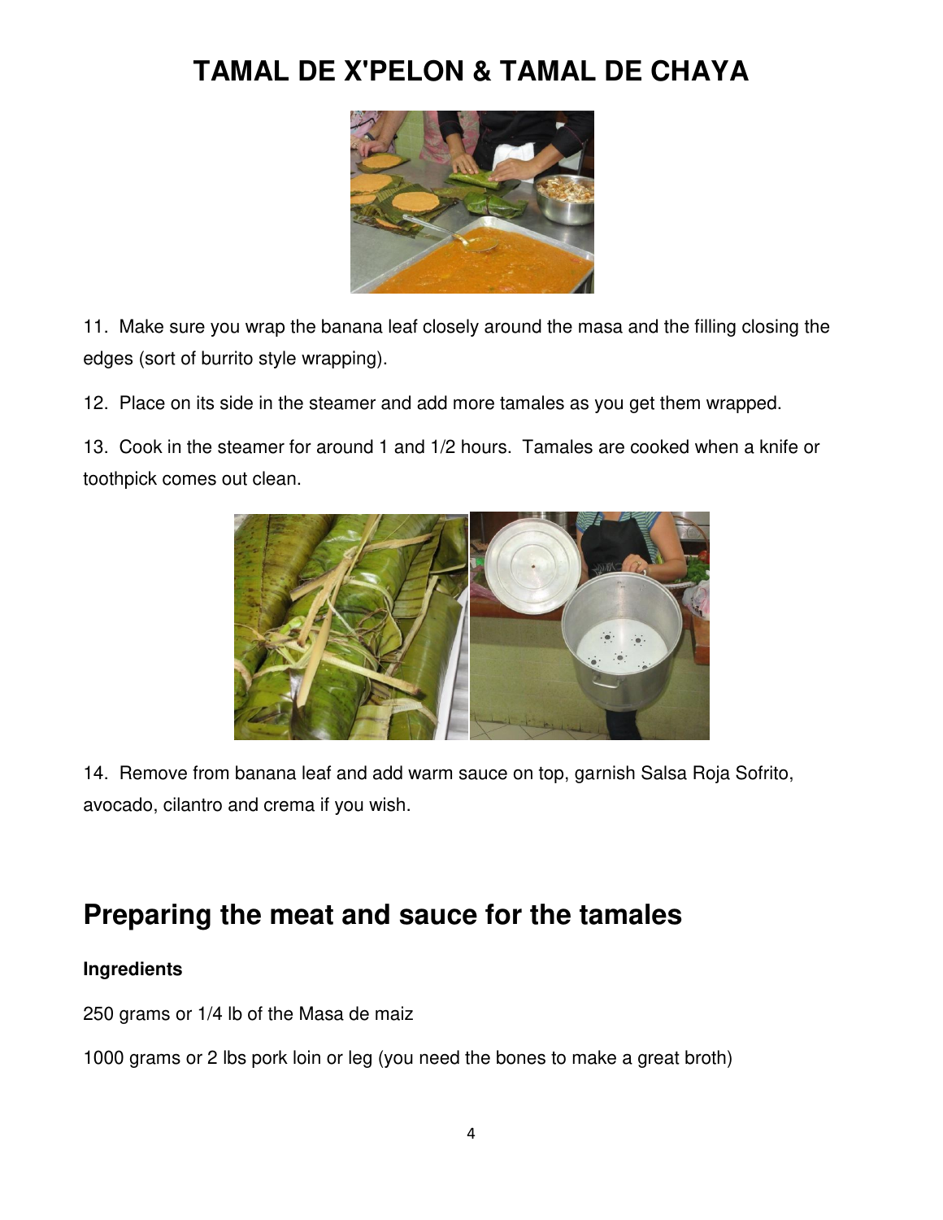# TAMAL DE X'PELON & TAMAL DE CHAYA

11. Make sure you wrap the banana leaf closely around the masa and the filling closing the edges (sort of burrito style wrapping).

12. Place on its side in the steamer and add more tamales as you get them wrapped.

13. Cook in the steamer for around 1 and 1/2 hours. Tamales are cooked when a knife or toothpick comes out clean.

14. Remove from banana leaf and add warm sauce on top, garnish Salsa Roja Sofrito, avocado, cilantro and crema if you wish.

## Preparing the meat and sauce for the tamales

**Ingredients**

250 grams or 1/4 lb of the Masa de maiz

1000 grams or 2 lbs pork loin or leg (you need the bones to make a great broth)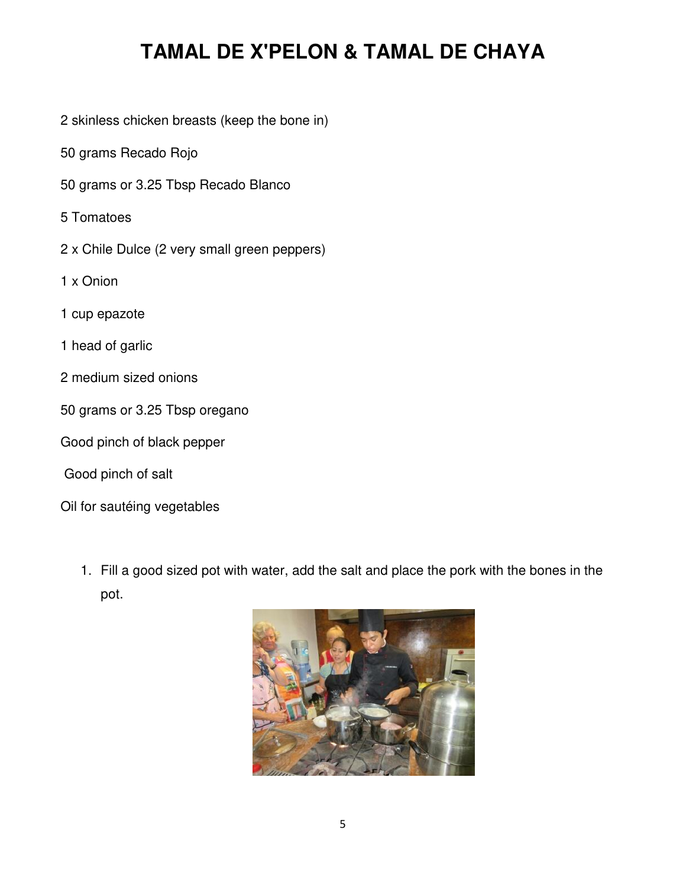# TAMAL DE X'PELON & TAMAL DE CHAYA

2 skinless chicken breasts (keep the bone in)

50 grams Recado Rojo

50 grams or 3.25 Tbsp Recado Blanco

5 Tomatoes

2 x Chile Dulce (2 very small green peppers)

1 x Onion

1 cup epazote

1 head of garlic

2 medium sized onions

50 grams or 3.25 Tbsp oregano

Good pinch of black pepper

Good pinch of salt

Oil for sautéing vegetables

1. Fill a good sized pot with water, add the salt and place the pork with the bones in the pot.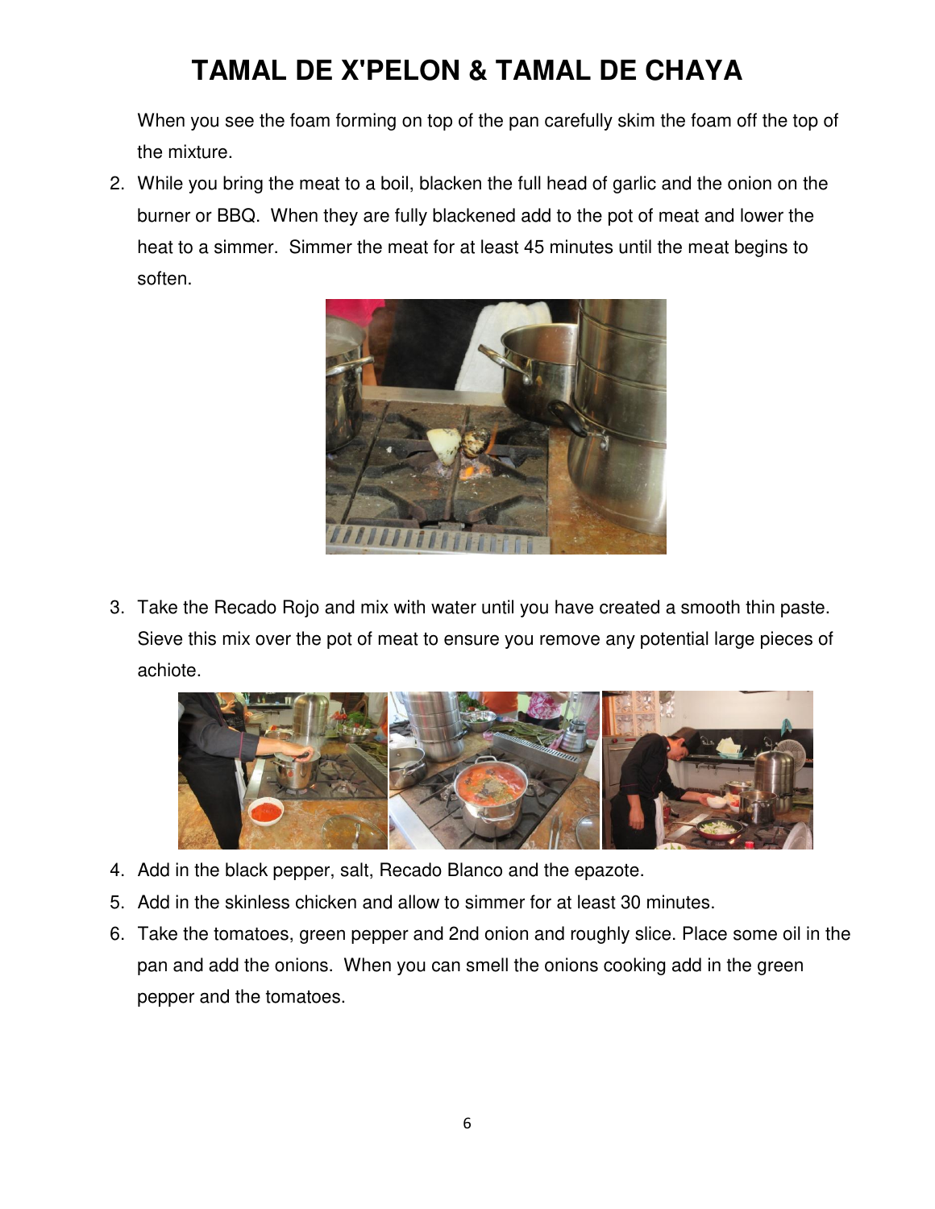# TAMAL DE X'PELON & TAMAL DE CHAYA

When you see the foam forming on top of the pan carefully skim the foam off the top of the mixture.

2. While you bring the meat to a boil, blacken the full head of garlic and the onion on the burner or BBQ. When they are fully blackened add to the pot of meat and lower the heat to a simmer. Simmer the meat for at least 45 minutes until the meat begins to soften.

3. Take the Recado Rojo and mix with water until you have created a smooth thin paste. Sieve this mix over the pot of meat to ensure you remove any potential large pieces of achiote.

4. Add in the black pepper, salt, Recado Blanco and the epazote.
5. Add in the skinless chicken and allow to simmer for at least 30 minutes.
6. Take the tomatoes, green pepper and 2nd onion and roughly slice. Place some oil in the pan and add the onions. When you can smell the onions cooking add in the green pepper and the tomatoes.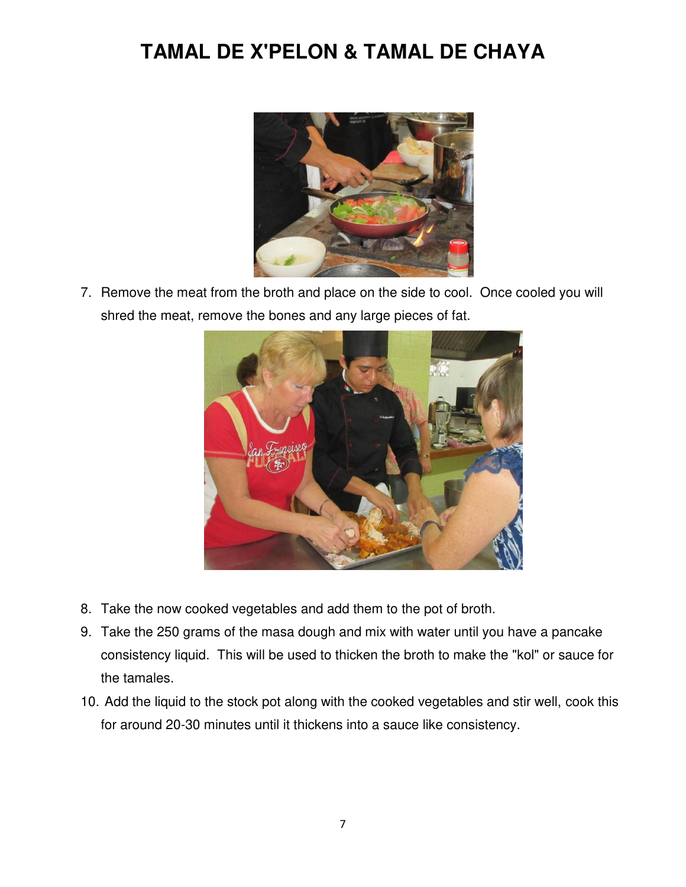# TAMAL DE X'PELON & TAMAL DE CHAYA

7. Remove the meat from the broth and place on the side to cool. Once cooled you will shred the meat, remove the bones and any large pieces of fat.

8. Take the now cooked vegetables and add them to the pot of broth.
9. Take the 250 grams of the masa dough and mix with water until you have a pancake consistency liquid. This will be used to thicken the broth to make the "kol" or sauce for the tamales.
10. Add the liquid to the stock pot along with the cooked vegetables and stir well, cook this for around 20-30 minutes until it thickens into a sauce like consistency.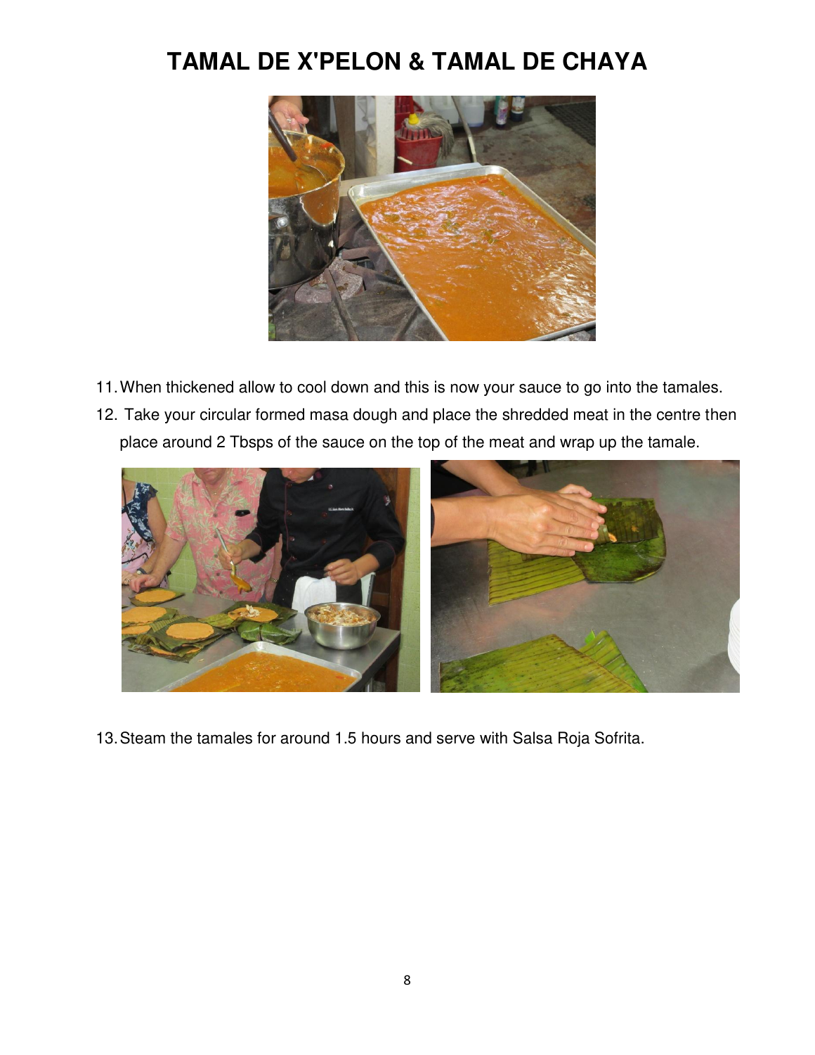# TAMAL DE X'PELON & TAMAL DE CHAYA

11. When thickened allow to cool down and this is now your sauce to go into the tamales.
12. Take your circular formed masa dough and place the shredded meat in the centre then place around 2 Tbsps of the sauce on the top of the meat and wrap up the tamale.

13. Steam the tamales for around 1.5 hours and serve with Salsa Roja Sofrita.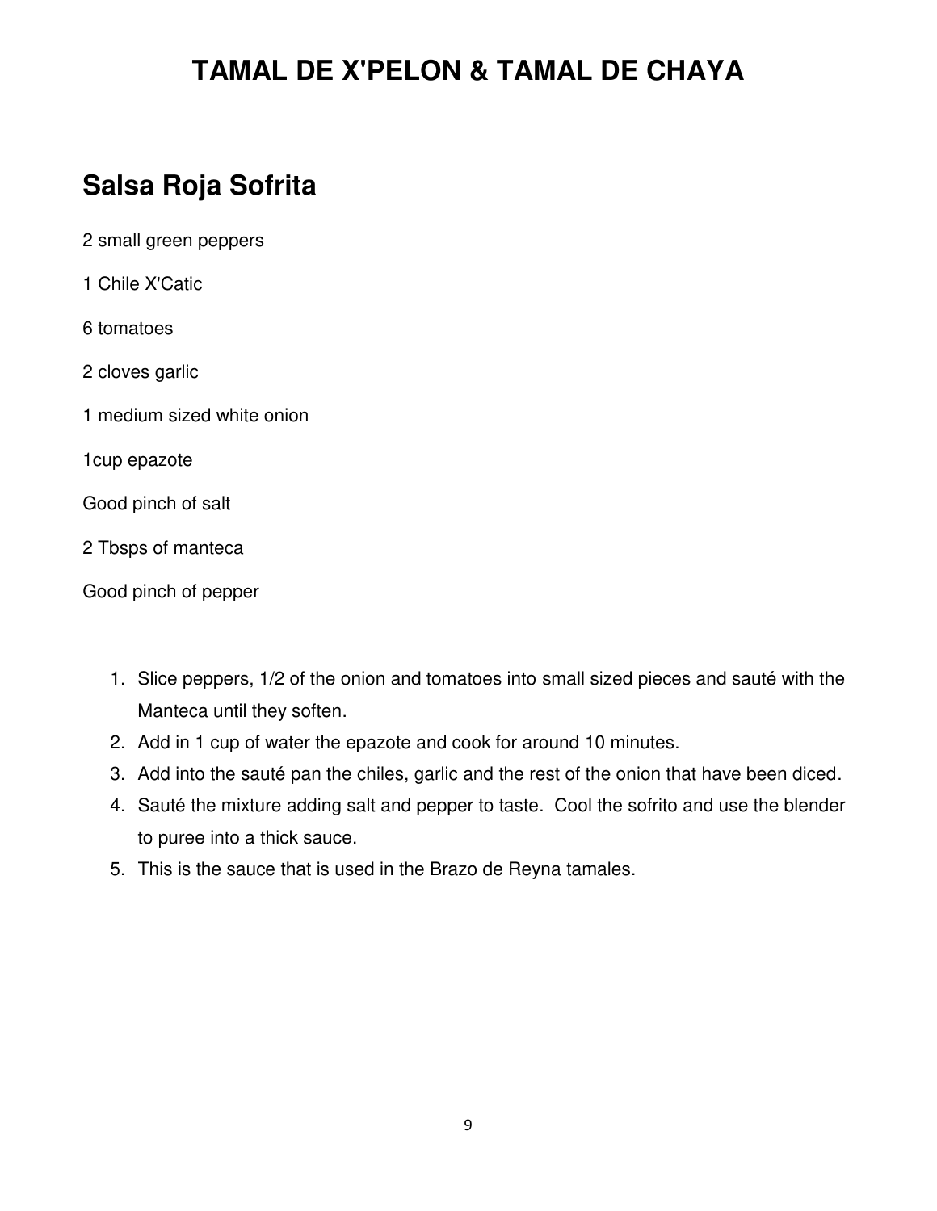# TAMAL DE X'PELON & TAMAL DE CHAYA

## Salsa Roja Sofrita

2 small green peppers

1 Chile X'Catic

6 tomatoes

2 cloves garlic

1 medium sized white onion

1cup epazote

Good pinch of salt

2 Tbsps of manteca

Good pinch of pepper

1. Slice peppers, 1/2 of the onion and tomatoes into small sized pieces and sauté with the Manteca until they soften.
2. Add in 1 cup of water the epazote and cook for around 10 minutes.
3. Add into the sauté pan the chiles, garlic and the rest of the onion that have been diced.
4. Sauté the mixture adding salt and pepper to taste. Cool the sofrito and use the blender to puree into a thick sauce.
5. This is the sauce that is used in the Brazo de Reyna tamales.